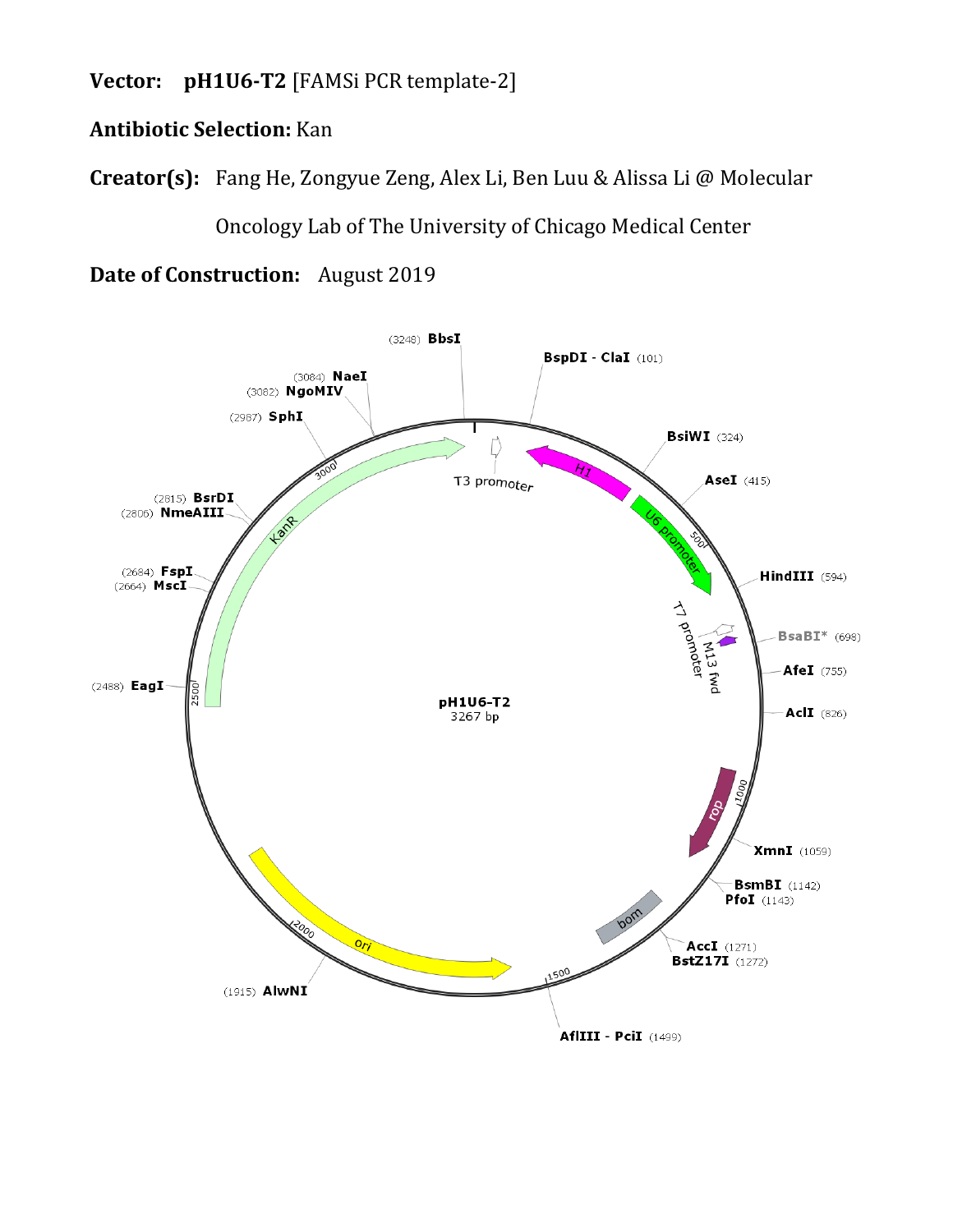**Vector:** **pH1U6-T2** [FAMSi PCR template-2]

**Antibiotic Selection:** Kan

**Creator(s):** Fang He, Zongyue Zeng, Alex Li, Ben Luu & Alissa Li @ Molecular Oncology Lab of The University of Chicago Medical Center

**Date of Construction:** August 2019

pH1U6-T2
3267 bp

(3248) **BbsI**
**BspDI - ClaI** (101)
(3084) **NaeI**
(3082) **NgoMIV**
(2987) **SphI**
**BsiWI** (324)
**AseI** (415)
(2815) **BsrDI**
(2806) **NmeAIII**
**HindIII** (594)
(2684) **FspI**
(2664) **MscI**
**BsaBI*** (698)
**AfeI** (755)
(2488) **EagI**
**AclI** (826)
**XmnI** (1059)
**BsmBI** (1142)
**PfoI** (1143)
**AccI** (1271)
**BstZ17I** (1272)
(1915) **AlwNI**
**AflIII - PciI** (1499)

T3 promoter
H1
U6 promoter
T7 promoter
M13 fwd
rop
bom
ori
KanR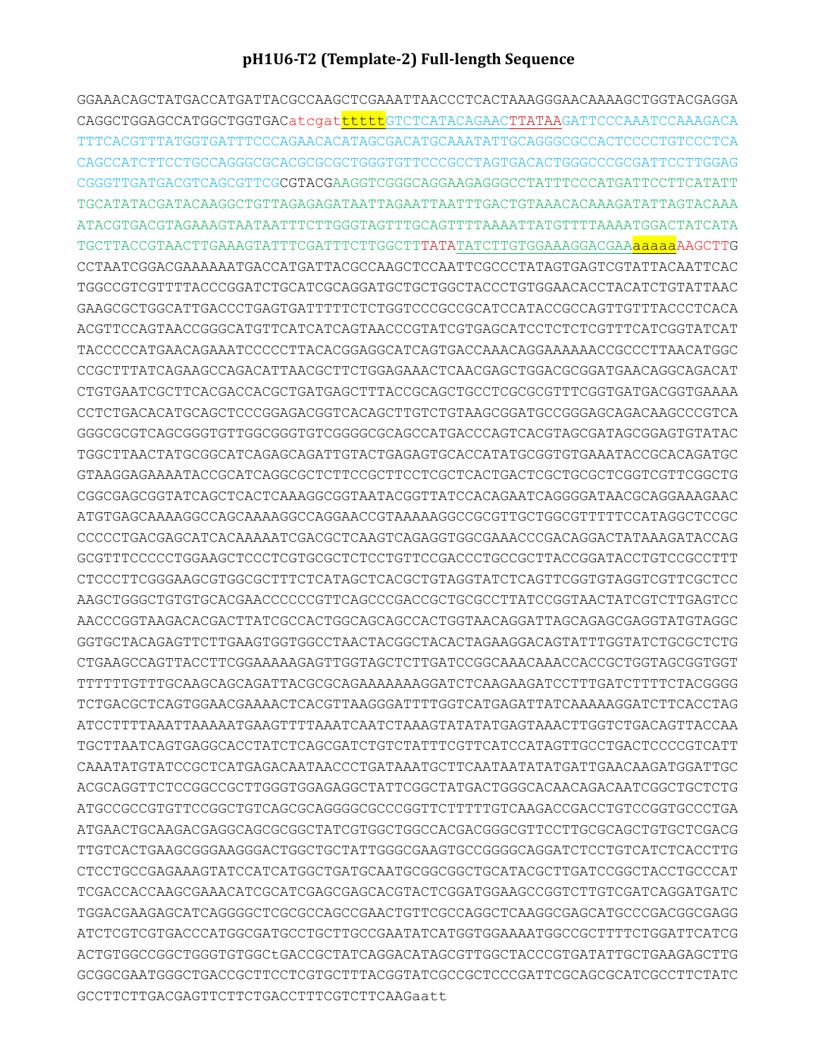# pH1U6-T2 (Template-2) Full-length Sequence

GGAAACAGCTATGACCATGATTACGCCAAGCTCGAAATTAACCCTCACTAAAGGGAACAAAAGCTGGTACGAGGA
CAGGCTGGAGCCATGGCTGGTGACatcgattttttGTCTCATACAGAACTTATAAGATTCCCAAATCCAAAGACA
TTTCACGTTTATGGTGATTTCCCAGAACACATAGCGACATGCAAATATTGCAGGGCGCCACTCCCCTGTCCCTCA
CAGCCATCTTCCTGCCAGGGCGCACGCGCGCTGGGTGTTCCCGCCTAGTGACACTGGGCCCGCGATTCCTTGGAG
CGGGTTGATGACGTCAGCGTTCGCGTACGAAGGTCGGGCAGGAAGAGGGCCTATTTCCCATGATTCCTTCATATT
TGCATATACGATACAAGGCTGTTAGAGAGATAATTAGAATTAATTTGACTGTAAACACAAAGATATTAGTACAAA
ATACGTGACGTAGAAAGTAATAATTTCTTGGGTAGTTTGCAGTTTTAAAATTATGTTTTAAAATGGACTATCATA
TGCTTACCGTAACTTGAAAGTATTTCGATTTCTTGGCTTTATATATCTTGTGGAAAGGACGAAaaaaaAAGCTTG
CCTAATCGGACGAAAAAATGACCATGATTACGCCAAGCTCCAATTCGCCCTATAGTGAGTCGTATTACAATTCAC
TGGCCGTCGTTTTACCCGGATCTGCATCGCAGGATGCTGCTGGCTACCCTGTGGAACACCTACATCTGTATTAAC
GAAGCGCTGGCATTGACCCTGAGTGATTTTTCTCTGGTCCCGCCGCATCCATACCGCCAGTTGTTTACCCTCACA
ACGTTCCAGTAACCGGGCATGTTCATCATCAGTAACCCGTATCGTGAGCATCCTCTCTCGTTTCATCGGTATCAT
TACCCCCATGAACAGAAATCCCCCTTACACGGAGGCATCAGTGACCAAACAGGAAAAAACCGCCCTTAACATGGC
CCGCTTTATCAGAAGCCAGACATTAACGCTTCTGGAGAAACTCAACGAGCTGGACGCGGATGAACAGGCAGACAT
CTGTGAATCGCTTCACGACCACGCTGATGAGCTTTACCGCAGCTGCCTCGCGCGTTTCGGTGATGACGGTGAAAA
CCTCTGACACATGCAGCTCCCGGAGACGGTCACAGCTTGTCTGTAAGCGGATGCCGGGAGCAGACAAGCCCGTCA
GGGCGCGTCAGCGGGTGTTGGCGGGTGTCGGGGCGCAGCCATGACCCAGTCACGTAGCGATAGCGGAGTGTATAC
TGGCTTAACTATGCGGCATCAGAGCAGATTGTACTGAGAGTGCACCATATGCGGTGTGAAATACCGCACAGATGC
GTAAGGAGAAAATACCGCATCAGGCGCTCTTCCGCTTCCTCGCTCACTGACTCGCTGCGCTCGGTCGTTCGGCTG
CGGCGAGCGGTATCAGCTCACTCAAAGGCGGTAATACGGTTATCCACAGAATCAGGGGATAACGCAGGAAAGAAC
ATGTGAGCAAAAGGCCAGCAAAAGGCCAGGAACCGTAAAAAGGCCGCGTTGCTGGCGTTTTTCCATAGGCTCCGC
CCCCCTGACGAGCATCACAAAAATCGACGCTCAAGTCAGAGGTGGCGAAACCCGACAGGACTATAAAGATACCAG
GCGTTTCCCCCTGGAAGCTCCCTCGTGCGCTCTCCTGTTCCGACCCTGCCGCTTACCGGATACCTGTCCGCCTTT
CTCCCTTCGGGAAGCGTGGCGCTTTCTCATAGCTCACGCTGTAGGTATCTCAGTTCGGTGTAGGTCGTTCGCTCC
AAGCTGGGCTGTGTGCACGAACCCCCCGTTCAGCCCGACCGCTGCGCCTTATCCGGTAACTATCGTCTTGAGTCC
AACCCGGTAAGACACGACTTATCGCCACTGGCAGCAGCCACTGGTAACAGGATTAGCAGAGCGAGGTATGTAGGC
GGTGCTACAGAGTTCTTGAAGTGGTGGCCTAACTACGGCTACACTAGAAGGACAGTATTTGGTATCTGCGCTCTG
CTGAAGCCAGTTACCTTCGGAAAAAGAGTTGGTAGCTCTTGATCCGGCAAACAAACCACCGCTGGTAGCGGTGGT
TTTTTTGTTTGCAAGCAGCAGATTACGCGCAGAAAAAAAGGATCTCAAGAAGATCCTTTGATCTTTTCTACGGGG
TCTGACGCTCAGTGGAACGAAAACTCACGTTAAGGGATTTTGGTCATGAGATTATCAAAAAGGATCTTCACCTAG
ATCCTTTTAAATTAAAAATGAAGTTTTAAATCAATCTAAAGTATATATGAGTAAACTTGGTCTGACAGTTACCAA
TGCTTAATCAGTGAGGCACCTATCTCAGCGATCTGTCTATTTCGTTCATCCATAGTTGCCTGACTCCCCGTCATT
CAAATATGTATCCGCTCATGAGACAATAACCCTGATAAATGCTTCAATAATATATGATTGAACAAGATGGATTGC
ACGCAGGTTCTCCGGCCGCTTGGGTGGAGAGGCTATTCGGCTATGACTGGGCACAACAGACAATCGGCTGCTCTG
ATGCCGCCGTGTTCCGGCTGTCAGCGCAGGGGCGCCCGGTTCTTTTTGTCAAGACCGACCTGTCCGGTGCCCTGA
ATGAACTGCAAGACGAGGCAGCGCGGCTATCGTGGCTGGCCACGACGGGCGTTCCTTGCGCAGCTGTGCTCGACG
TTGTCACTGAAGCGGGAAGGGACTGGCTGCTATTGGGCGAAGTGCCGGGGCAGGATCTCCTGTCATCTCACCTTG
CTCCTGCCGAGAAAGTATCCATCATGGCTGATGCAATGCGGCGGCTGCATACGCTTGATCCGGCTACCTGCCCAT
TCGACCACCAAGCGAAACATCGCATCGAGCGAGCACGTACTCGGATGGAAGCCGGTCTTGTCGATCAGGATGATC
TGGACGAAGAGCATCAGGGGCTCGCGCCAGCCGAACTGTTCGCCAGGCTCAAGGCGAGCATGCCCGACGGCGAGG
ATCTCGTCGTGACCCATGGCGATGCCTGCTTGCCGAATATCATGGTGGAAAATGGCCGCTTTTCTGGATTCATCG
ACTGTGGCCGGCTGGGTGTGGCtGACCGCTATCAGGACATAGCGTTGGCTACCCGTGATATTGCTGAAGAGCTTG
GCGGCGAATGGGCTGACCGCTTCCTCGTGCTTTACGGTATCGCCGCTCCCGATTCGCAGCGCATCGCCTTCTATC
GCCTTCTTGACGAGTTCTTCTGACCTTTCGTCTTCAAGaatt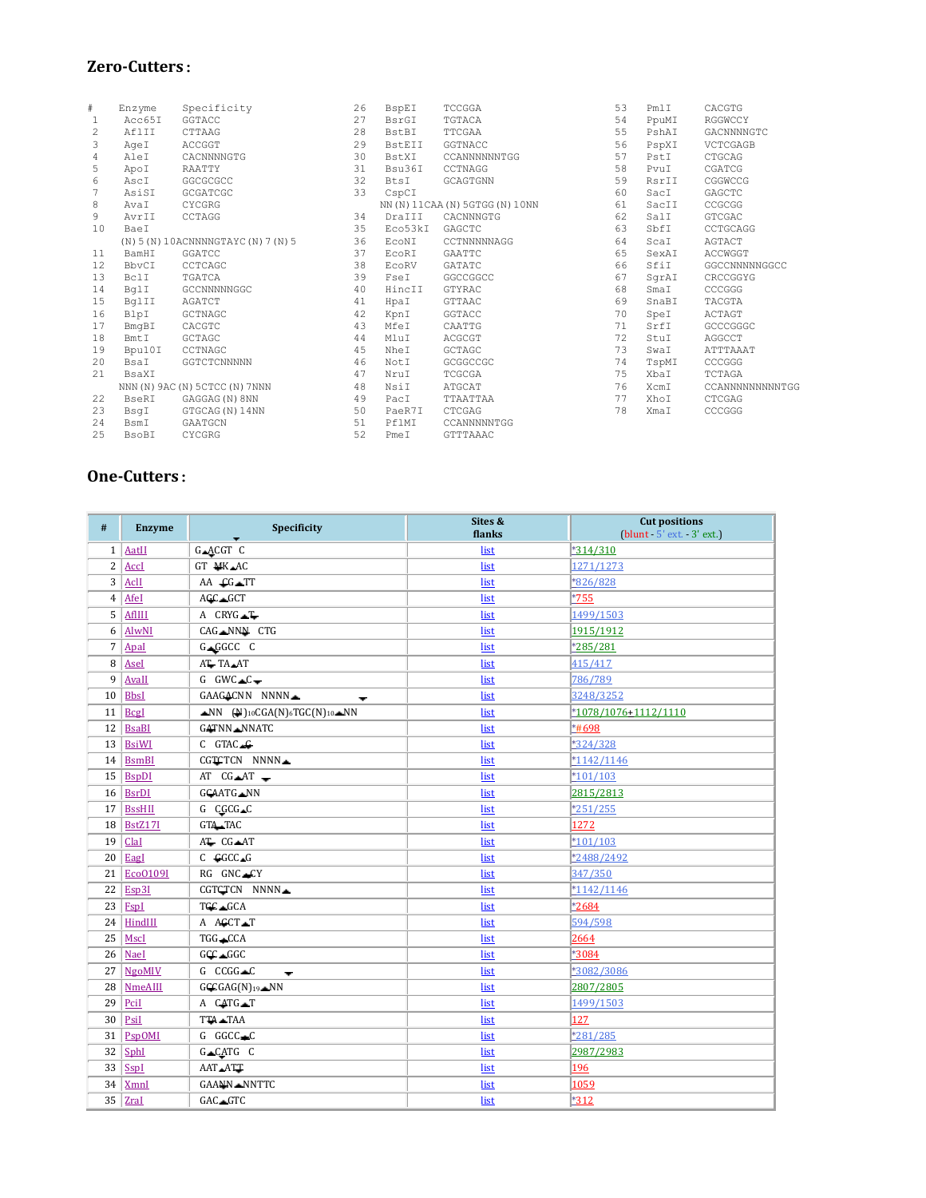## Zero-Cutters :

| # | Enzyme | Specificity |
|---|---|---|
| 1 | Acc65I | GGTACC |
| 2 | AflII | CTTAAG |
| 3 | AgeI | ACCGGT |
| 4 | AleI | CACNNNNGTG |
| 5 | ApoI | RAATTY |
| 6 | AscI | GGCGCGCC |
| 7 | AsiSI | GCGATCGC |
| 8 | AvaI | CYCGRG |
| 9 | AvrII | CCTAGG |
| 10 | BaeI | (N)5(N)10ACNNNNGTAYC(N)7(N)5 |
| 11 | BamHI | GGATCC |
| 12 | BbvCI | CCTCAGC |
| 13 | BclI | TGATCA |
| 14 | BglI | GCCNNNNNGGC |
| 15 | BglII | AGATCT |
| 16 | BlpI | GCTNAGC |
| 17 | BmgBI | CACGTC |
| 18 | BmtI | GCTAGC |
| 19 | Bpu10I | CCTNAGC |
| 20 | BsaI | GGTCTCNNNNN |
| 21 | BsaXI | NNN(N)9AC(N)5CTCC(N)7NNN |
| 22 | BseRI | GAGGAG(N)8NN |
| 23 | BsgI | GTGCAG(N)14NN |
| 24 | BsmI | GAATGCN |
| 25 | BsoBI | CYCGRG |
| 26 | BspEI | TCCGGA |
| 27 | BsrGI | TGTACA |
| 28 | BstBI | TTCGAA |
| 29 | BstEII | GGTNACC |
| 30 | BstXI | CCANNNNNNTGG |
| 31 | Bsu36I | CCTNAGG |
| 32 | BtsI | GCAGTGNN |
| 33 | CspCI | NN(N)11CAA(N)5GTGG(N)10NN |
| 34 | DraIII | CACNNNGTG |
| 35 | Eco53kI | GAGCTC |
| 36 | EcoNI | CCTNNNNNAGG |
| 37 | EcoRI | GAATTC |
| 38 | EcoRV | GATATC |
| 39 | FseI | GGCCGGCC |
| 40 | HincII | GTYRAC |
| 41 | HpaI | GTTAAC |
| 42 | KpnI | GGTACC |
| 43 | MfeI | CAATTG |
| 44 | MluI | ACGCGT |
| 45 | NheI | GCTAGC |
| 46 | NotI | GCGGCCGC |
| 47 | NruI | TCGCGA |
| 48 | NsiI | ATGCAT |
| 49 | PacI | TTAATTAA |
| 50 | PaeR7I | CTCGAG |
| 51 | PflMI | CCANNNNNTGG |
| 52 | PmeI | GTTTAAAC |
| 53 | PmlI | CACGTG |
| 54 | PpuMI | RGGWCCY |
| 55 | PshAI | GACNNNNGTC |
| 56 | PspXI | VCTCGAGB |
| 57 | PstI | CTGCAG |
| 58 | PvuI | CGATCG |
| 59 | RsrII | CGGWCCG |
| 60 | SacI | GAGCTC |
| 61 | SacII | CCGCGG |
| 62 | SalI | GTCGAC |
| 63 | SbfI | CCTGCAGG |
| 64 | ScaI | AGTACT |
| 65 | SexAI | ACCWGGT |
| 66 | SfiI | GGCCNNNNNGGCC |
| 67 | SgrAI | CRCCGGYG |
| 68 | SmaI | CCCGGG |
| 69 | SnaBI | TACGTA |
| 70 | SpeI | ACTAGT |
| 71 | SrfI | GCCCGGGC |
| 72 | StuI | AGGCCT |
| 73 | SwaI | ATTTAAAT |
| 74 | TspMI | CCCGGG |
| 75 | XbaI | TCTAGA |
| 76 | XcmI | CCANNNNNNNNNTGG |
| 77 | XhoI | CTCGAG |
| 78 | XmaI | CCCGGG |

## One-Cutters :

| # | Enzyme | Specificity | Sites & flanks | Cut positions (blunt - 5' ext. - 3' ext.) |
|---|---|---|---|---|
| 1 | AatII | GACGTC | list | *314/310 |
| 2 | AccI | GTMKAC | list | 1271/1273 |
| 3 | AclI | AACGTT | list | *826/828 |
| 4 | AfeI | AGCGCT | list | *755 |
| 5 | AflIII | ACRYGT | list | 1499/1503 |
| 6 | AlwNI | CAGNNNCTG | list | 1915/1912 |
| 7 | ApaI | GGGCCC | list | *285/281 |
| 8 | AseI | ATTAAT | list | 415/417 |
| 9 | AvaII | GGWCC | list | 786/789 |
| 10 | BbsI | GAAGACNN NNNN | list | 3248/3252 |
| 11 | BcgI | NN(N)10CGA(N)6TGC(N)10NN | list | *1078/1076+1112/1110 |
| 12 | BsaBI | GATNNNNATC | list | *#698 |
| 13 | BsiWI | CGTACG | list | *324/328 |
| 14 | BsmBI | CGTCTCN NNNN | list | *1142/1146 |
| 15 | BspDI | ATCGAT | list | *101/103 |
| 16 | BsrDI | GCAATGNN | list | 2815/2813 |
| 17 | BssHII | GCGCGC | list | *251/255 |
| 18 | BstZ17I | GTATAC | list | 1272 |
| 19 | ClaI | ATCGAT | list | *101/103 |
| 20 | EagI | CGGCCG | list | *2488/2492 |
| 21 | EcoO109I | RGGNCCY | list | 347/350 |
| 22 | Esp3I | CGTCTCN NNNN | list | *1142/1146 |
| 23 | FspI | TGCGCA | list | *2684 |
| 24 | HindIII | AAGCTT | list | 594/598 |
| 25 | MscI | TGGCCA | list | 2664 |
| 26 | NaeI | GCCGGC | list | *3084 |
| 27 | NgoMIV | GCCGGC | list | *3082/3086 |
| 28 | NmeAIII | GCCGAG(N)19NN | list | 2807/2805 |
| 29 | PciI | ACATGT | list | 1499/1503 |
| 30 | PsiI | TTATAA | list | 127 |
| 31 | PspOMI | GGGCCC | list | *281/285 |
| 32 | SphI | GCATGC | list | 2987/2983 |
| 33 | SspI | AATATT | list | 196 |
| 34 | XmnI | GAANNNNTTC | list | 1059 |
| 35 | ZraI | GACGTC | list | *312 |